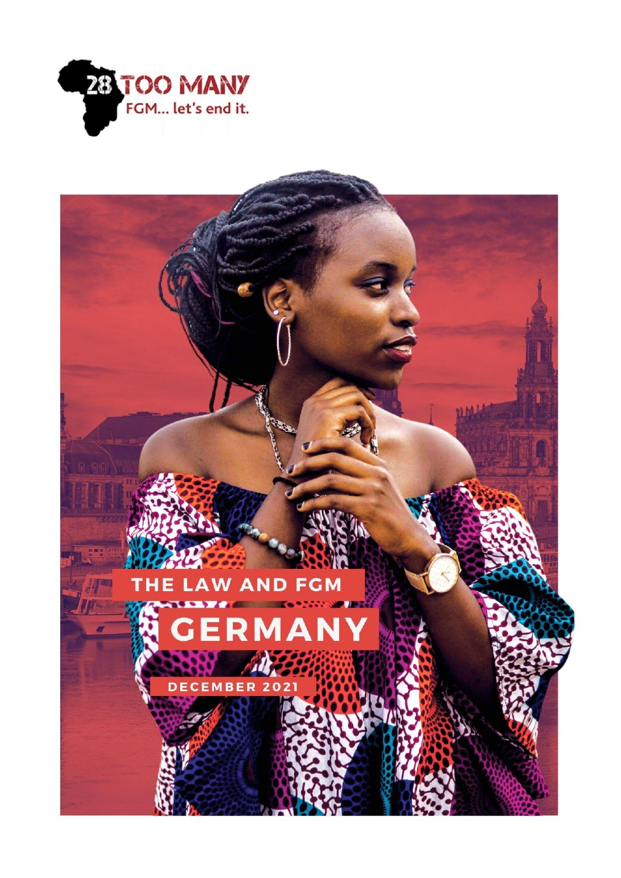28 TOO MANY

FGM... let's end it.

# THE LAW AND FGM

# GERMANY

DECEMBER 2021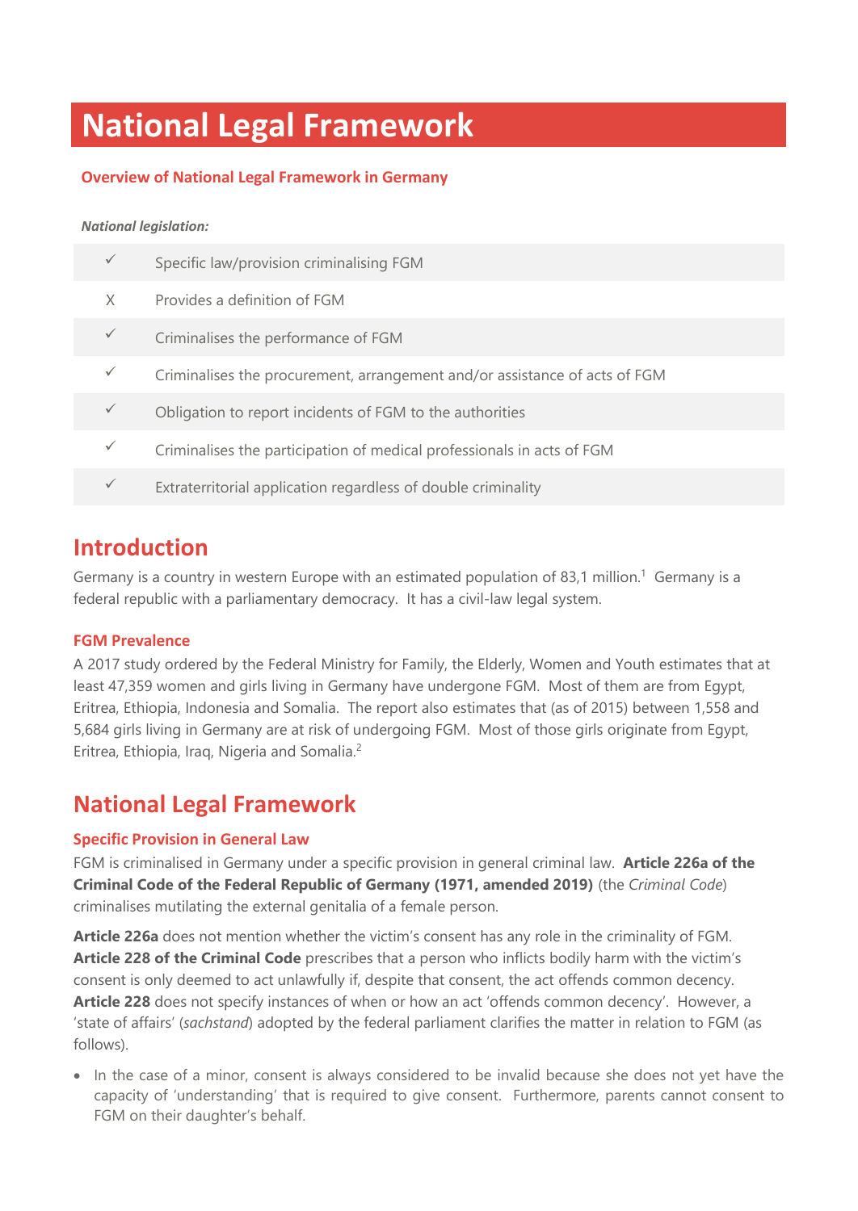# National Legal Framework

### Overview of National Legal Framework in Germany

***National legislation:***

| | |
|---|---|
| ✓ | Specific law/provision criminalising FGM |
| X | Provides a definition of FGM |
| ✓ | Criminalises the performance of FGM |
| ✓ | Criminalises the procurement, arrangement and/or assistance of acts of FGM |
| ✓ | Obligation to report incidents of FGM to the authorities |
| ✓ | Criminalises the participation of medical professionals in acts of FGM |
| ✓ | Extraterritorial application regardless of double criminality |

## Introduction

Germany is a country in western Europe with an estimated population of 83,1 million.[1] Germany is a federal republic with a parliamentary democracy. It has a civil-law legal system.

### FGM Prevalence

A 2017 study ordered by the Federal Ministry for Family, the Elderly, Women and Youth estimates that at least 47,359 women and girls living in Germany have undergone FGM. Most of them are from Egypt, Eritrea, Ethiopia, Indonesia and Somalia. The report also estimates that (as of 2015) between 1,558 and 5,684 girls living in Germany are at risk of undergoing FGM. Most of those girls originate from Egypt, Eritrea, Ethiopia, Iraq, Nigeria and Somalia.[2]

## National Legal Framework

### Specific Provision in General Law

FGM is criminalised in Germany under a specific provision in general criminal law. **Article 226a of the Criminal Code of the Federal Republic of Germany (1971, amended 2019)** (the *Criminal Code*) criminalises mutilating the external genitalia of a female person.

**Article 226a** does not mention whether the victim's consent has any role in the criminality of FGM. **Article 228 of the Criminal Code** prescribes that a person who inflicts bodily harm with the victim's consent is only deemed to act unlawfully if, despite that consent, the act offends common decency. **Article 228** does not specify instances of when or how an act 'offends common decency'. However, a 'state of affairs' (*sachstand*) adopted by the federal parliament clarifies the matter in relation to FGM (as follows).

- In the case of a minor, consent is always considered to be invalid because she does not yet have the capacity of 'understanding' that is required to give consent. Furthermore, parents cannot consent to FGM on their daughter's behalf.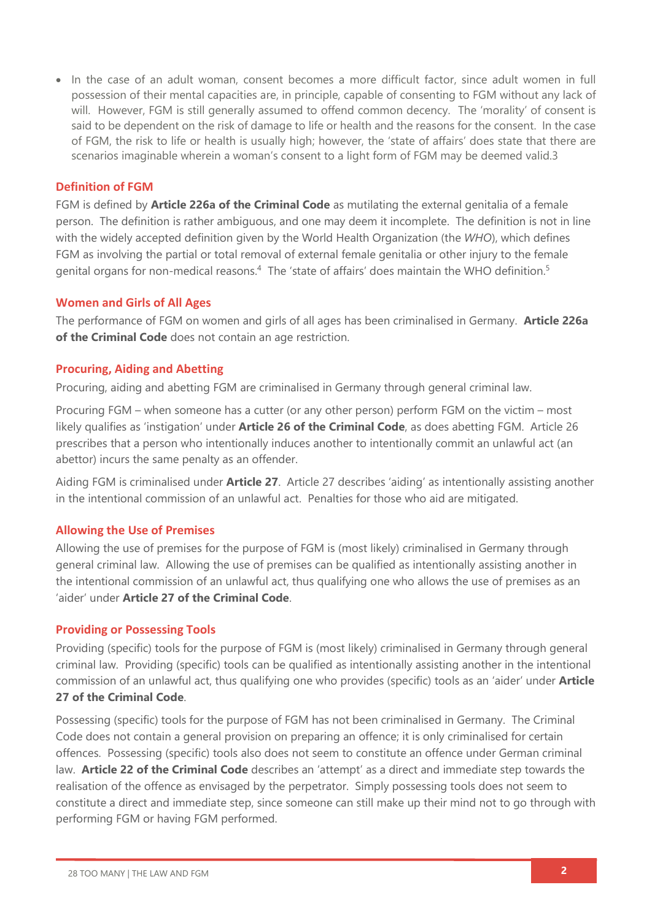- In the case of an adult woman, consent becomes a more difficult factor, since adult women in full possession of their mental capacities are, in principle, capable of consenting to FGM without any lack of will. However, FGM is still generally assumed to offend common decency. The 'morality' of consent is said to be dependent on the risk of damage to life or health and the reasons for the consent. In the case of FGM, the risk to life or health is usually high; however, the 'state of affairs' does state that there are scenarios imaginable wherein a woman's consent to a light form of FGM may be deemed valid.3

### Definition of FGM

FGM is defined by **Article 226a of the Criminal Code** as mutilating the external genitalia of a female person. The definition is rather ambiguous, and one may deem it incomplete. The definition is not in line with the widely accepted definition given by the World Health Organization (the *WHO*), which defines FGM as involving the partial or total removal of external female genitalia or other injury to the female genital organs for non-medical reasons.[4] The 'state of affairs' does maintain the WHO definition.[5]

### Women and Girls of All Ages

The performance of FGM on women and girls of all ages has been criminalised in Germany. **Article 226a of the Criminal Code** does not contain an age restriction.

### Procuring, Aiding and Abetting

Procuring, aiding and abetting FGM are criminalised in Germany through general criminal law.

Procuring FGM – when someone has a cutter (or any other person) perform FGM on the victim – most likely qualifies as 'instigation' under **Article 26 of the Criminal Code**, as does abetting FGM. Article 26 prescribes that a person who intentionally induces another to intentionally commit an unlawful act (an abettor) incurs the same penalty as an offender.

Aiding FGM is criminalised under **Article 27**. Article 27 describes 'aiding' as intentionally assisting another in the intentional commission of an unlawful act. Penalties for those who aid are mitigated.

### Allowing the Use of Premises

Allowing the use of premises for the purpose of FGM is (most likely) criminalised in Germany through general criminal law. Allowing the use of premises can be qualified as intentionally assisting another in the intentional commission of an unlawful act, thus qualifying one who allows the use of premises as an 'aider' under **Article 27 of the Criminal Code**.

### Providing or Possessing Tools

Providing (specific) tools for the purpose of FGM is (most likely) criminalised in Germany through general criminal law. Providing (specific) tools can be qualified as intentionally assisting another in the intentional commission of an unlawful act, thus qualifying one who provides (specific) tools as an 'aider' under **Article 27 of the Criminal Code**.

Possessing (specific) tools for the purpose of FGM has not been criminalised in Germany. The Criminal Code does not contain a general provision on preparing an offence; it is only criminalised for certain offences. Possessing (specific) tools also does not seem to constitute an offence under German criminal law. **Article 22 of the Criminal Code** describes an 'attempt' as a direct and immediate step towards the realisation of the offence as envisaged by the perpetrator. Simply possessing tools does not seem to constitute a direct and immediate step, since someone can still make up their mind not to go through with performing FGM or having FGM performed.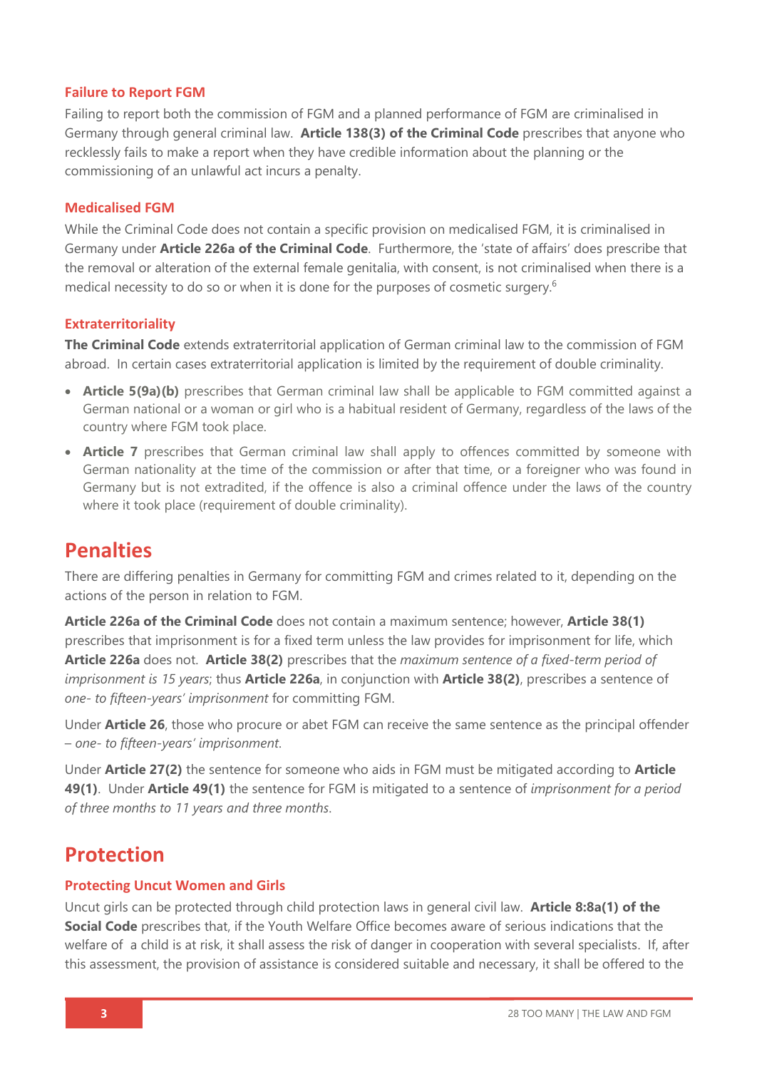### Failure to Report FGM

Failing to report both the commission of FGM and a planned performance of FGM are criminalised in Germany through general criminal law. **Article 138(3) of the Criminal Code** prescribes that anyone who recklessly fails to make a report when they have credible information about the planning or the commissioning of an unlawful act incurs a penalty.

### Medicalised FGM

While the Criminal Code does not contain a specific provision on medicalised FGM, it is criminalised in Germany under **Article 226a of the Criminal Code**. Furthermore, the 'state of affairs' does prescribe that the removal or alteration of the external female genitalia, with consent, is not criminalised when there is a medical necessity to do so or when it is done for the purposes of cosmetic surgery.[6]

### Extraterritoriality

**The Criminal Code** extends extraterritorial application of German criminal law to the commission of FGM abroad. In certain cases extraterritorial application is limited by the requirement of double criminality.

- **Article 5(9a)(b)** prescribes that German criminal law shall be applicable to FGM committed against a German national or a woman or girl who is a habitual resident of Germany, regardless of the laws of the country where FGM took place.
- **Article 7** prescribes that German criminal law shall apply to offences committed by someone with German nationality at the time of the commission or after that time, or a foreigner who was found in Germany but is not extradited, if the offence is also a criminal offence under the laws of the country where it took place (requirement of double criminality).

## Penalties

There are differing penalties in Germany for committing FGM and crimes related to it, depending on the actions of the person in relation to FGM.

**Article 226a of the Criminal Code** does not contain a maximum sentence; however, **Article 38(1)** prescribes that imprisonment is for a fixed term unless the law provides for imprisonment for life, which **Article 226a** does not. **Article 38(2)** prescribes that the *maximum sentence of a fixed-term period of imprisonment is 15 years*; thus **Article 226a**, in conjunction with **Article 38(2)**, prescribes a sentence of *one- to fifteen-years' imprisonment* for committing FGM.

Under **Article 26**, those who procure or abet FGM can receive the same sentence as the principal offender – *one- to fifteen-years' imprisonment*.

Under **Article 27(2)** the sentence for someone who aids in FGM must be mitigated according to **Article 49(1)**. Under **Article 49(1)** the sentence for FGM is mitigated to a sentence of *imprisonment for a period of three months to 11 years and three months*.

## Protection

### Protecting Uncut Women and Girls

Uncut girls can be protected through child protection laws in general civil law. **Article 8:8a(1) of the Social Code** prescribes that, if the Youth Welfare Office becomes aware of serious indications that the welfare of a child is at risk, it shall assess the risk of danger in cooperation with several specialists. If, after this assessment, the provision of assistance is considered suitable and necessary, it shall be offered to the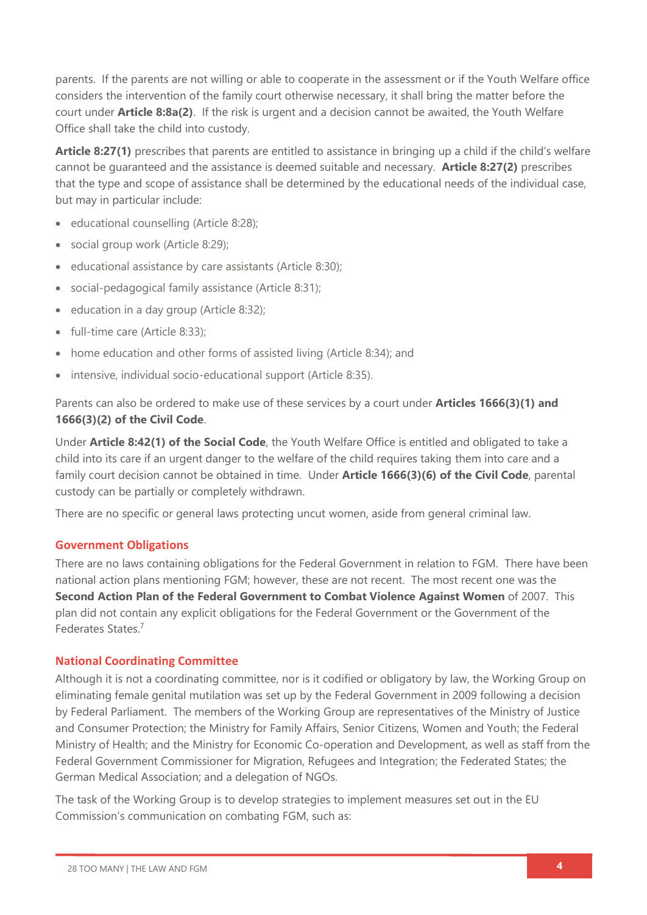parents. If the parents are not willing or able to cooperate in the assessment or if the Youth Welfare office considers the intervention of the family court otherwise necessary, it shall bring the matter before the court under **Article 8:8a(2)**. If the risk is urgent and a decision cannot be awaited, the Youth Welfare Office shall take the child into custody.

**Article 8:27(1)** prescribes that parents are entitled to assistance in bringing up a child if the child's welfare cannot be guaranteed and the assistance is deemed suitable and necessary. **Article 8:27(2)** prescribes that the type and scope of assistance shall be determined by the educational needs of the individual case, but may in particular include:

- educational counselling (Article 8:28);
- social group work (Article 8:29);
- educational assistance by care assistants (Article 8:30);
- social-pedagogical family assistance (Article 8:31);
- education in a day group (Article 8:32);
- full-time care (Article 8:33);
- home education and other forms of assisted living (Article 8:34); and
- intensive, individual socio-educational support (Article 8:35).

Parents can also be ordered to make use of these services by a court under **Articles 1666(3)(1) and 1666(3)(2) of the Civil Code**.

Under **Article 8:42(1) of the Social Code**, the Youth Welfare Office is entitled and obligated to take a child into its care if an urgent danger to the welfare of the child requires taking them into care and a family court decision cannot be obtained in time. Under **Article 1666(3)(6) of the Civil Code**, parental custody can be partially or completely withdrawn.

There are no specific or general laws protecting uncut women, aside from general criminal law.

## Government Obligations

There are no laws containing obligations for the Federal Government in relation to FGM. There have been national action plans mentioning FGM; however, these are not recent. The most recent one was the **Second Action Plan of the Federal Government to Combat Violence Against Women** of 2007. This plan did not contain any explicit obligations for the Federal Government or the Government of the Federates States.[7]

## National Coordinating Committee

Although it is not a coordinating committee, nor is it codified or obligatory by law, the Working Group on eliminating female genital mutilation was set up by the Federal Government in 2009 following a decision by Federal Parliament. The members of the Working Group are representatives of the Ministry of Justice and Consumer Protection; the Ministry for Family Affairs, Senior Citizens, Women and Youth; the Federal Ministry of Health; and the Ministry for Economic Co-operation and Development, as well as staff from the Federal Government Commissioner for Migration, Refugees and Integration; the Federated States; the German Medical Association; and a delegation of NGOs.

The task of the Working Group is to develop strategies to implement measures set out in the EU Commission's communication on combating FGM, such as: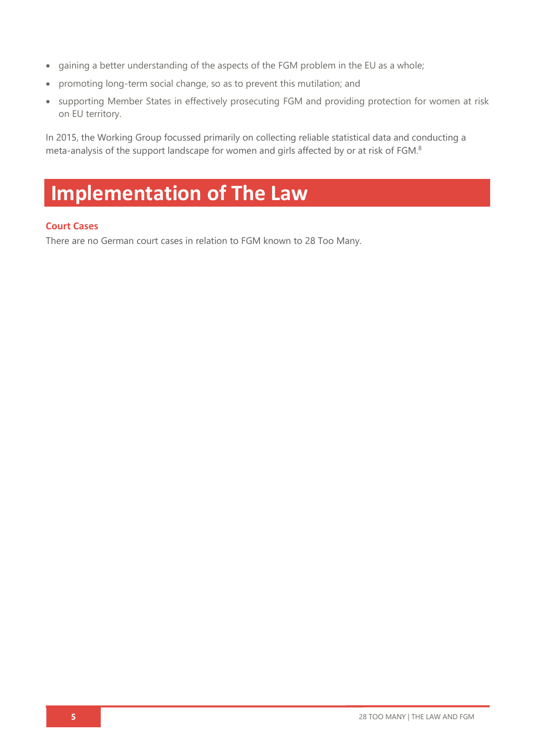- gaining a better understanding of the aspects of the FGM problem in the EU as a whole;
- promoting long-term social change, so as to prevent this mutilation; and
- supporting Member States in effectively prosecuting FGM and providing protection for women at risk on EU territory.

In 2015, the Working Group focussed primarily on collecting reliable statistical data and conducting a meta-analysis of the support landscape for women and girls affected by or at risk of FGM.[8]

# Implementation of The Law

### Court Cases

There are no German court cases in relation to FGM known to 28 Too Many.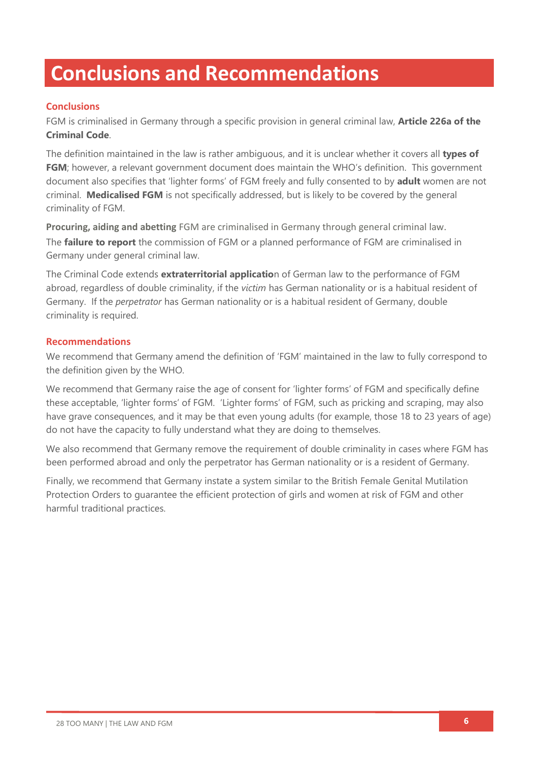# Conclusions and Recommendations

## Conclusions

FGM is criminalised in Germany through a specific provision in general criminal law, **Article 226a of the Criminal Code**.

The definition maintained in the law is rather ambiguous, and it is unclear whether it covers all **types of FGM**; however, a relevant government document does maintain the WHO's definition. This government document also specifies that 'lighter forms' of FGM freely and fully consented to by **adult** women are not criminal. **Medicalised FGM** is not specifically addressed, but is likely to be covered by the general criminality of FGM.

**Procuring, aiding and abetting** FGM are criminalised in Germany through general criminal law.

The **failure to report** the commission of FGM or a planned performance of FGM are criminalised in Germany under general criminal law.

The Criminal Code extends **extraterritorial application** of German law to the performance of FGM abroad, regardless of double criminality, if the *victim* has German nationality or is a habitual resident of Germany. If the *perpetrator* has German nationality or is a habitual resident of Germany, double criminality is required.

## Recommendations

We recommend that Germany amend the definition of 'FGM' maintained in the law to fully correspond to the definition given by the WHO.

We recommend that Germany raise the age of consent for 'lighter forms' of FGM and specifically define these acceptable, 'lighter forms' of FGM. 'Lighter forms' of FGM, such as pricking and scraping, may also have grave consequences, and it may be that even young adults (for example, those 18 to 23 years of age) do not have the capacity to fully understand what they are doing to themselves.

We also recommend that Germany remove the requirement of double criminality in cases where FGM has been performed abroad and only the perpetrator has German nationality or is a resident of Germany.

Finally, we recommend that Germany instate a system similar to the British Female Genital Mutilation Protection Orders to guarantee the efficient protection of girls and women at risk of FGM and other harmful traditional practices.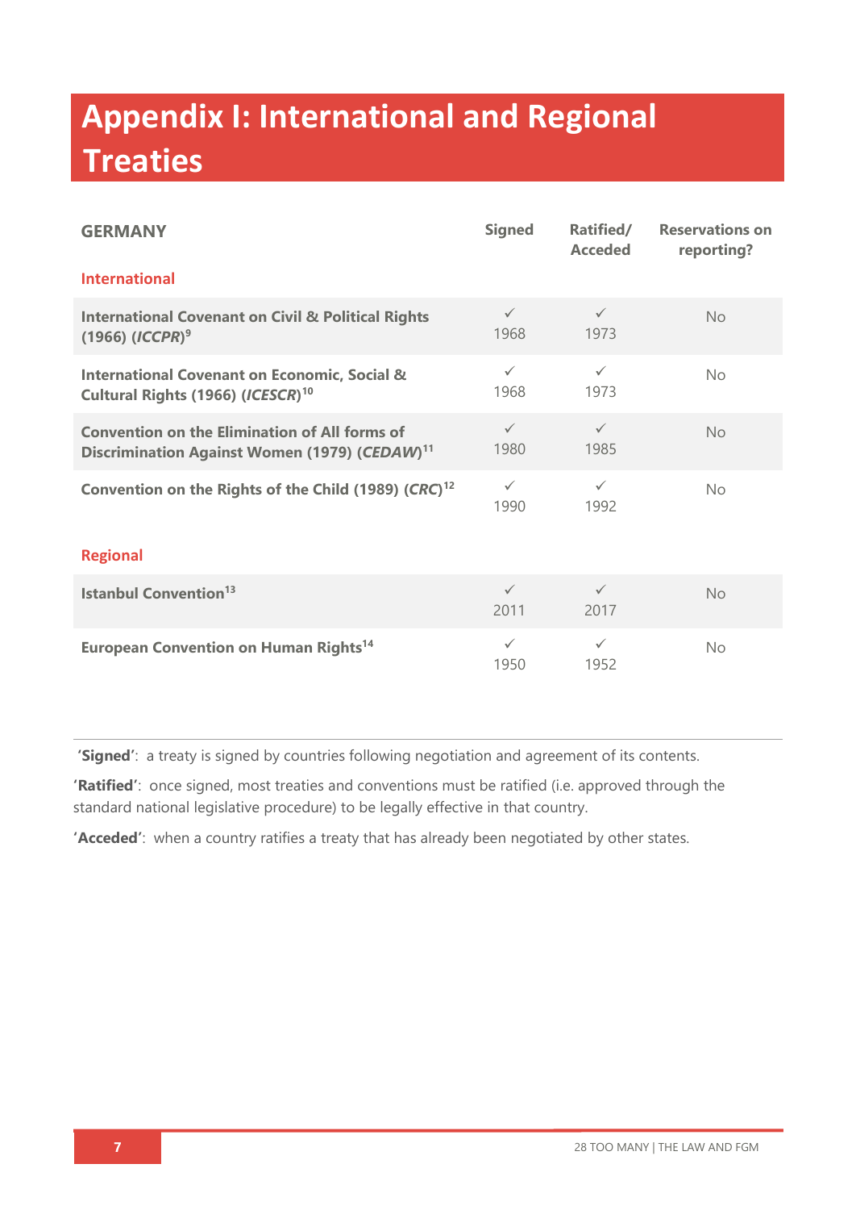# Appendix I: International and Regional Treaties

| GERMANY | Signed | Ratified/ Acceded | Reservations on reporting? |
|---|---|---|---|
| **International** | | | |
| **International Covenant on Civil & Political Rights (1966) (*ICCPR*)**[9] | ✓ 1968 | ✓ 1973 | No |
| **International Covenant on Economic, Social & Cultural Rights (1966) (*ICESCR*)**[10] | ✓ 1968 | ✓ 1973 | No |
| **Convention on the Elimination of All forms of Discrimination Against Women (1979) (*CEDAW*)**[11] | ✓ 1980 | ✓ 1985 | No |
| **Convention on the Rights of the Child (1989) (*CRC*)**[12] | ✓ 1990 | ✓ 1992 | No |
| **Regional** | | | |
| **Istanbul Convention**[13] | ✓ 2011 | ✓ 2017 | No |
| **European Convention on Human Rights**[14] | ✓ 1950 | ✓ 1952 | No |

**'Signed'**: a treaty is signed by countries following negotiation and agreement of its contents.

**'Ratified'**: once signed, most treaties and conventions must be ratified (i.e. approved through the standard national legislative procedure) to be legally effective in that country.

**'Acceded'**: when a country ratifies a treaty that has already been negotiated by other states.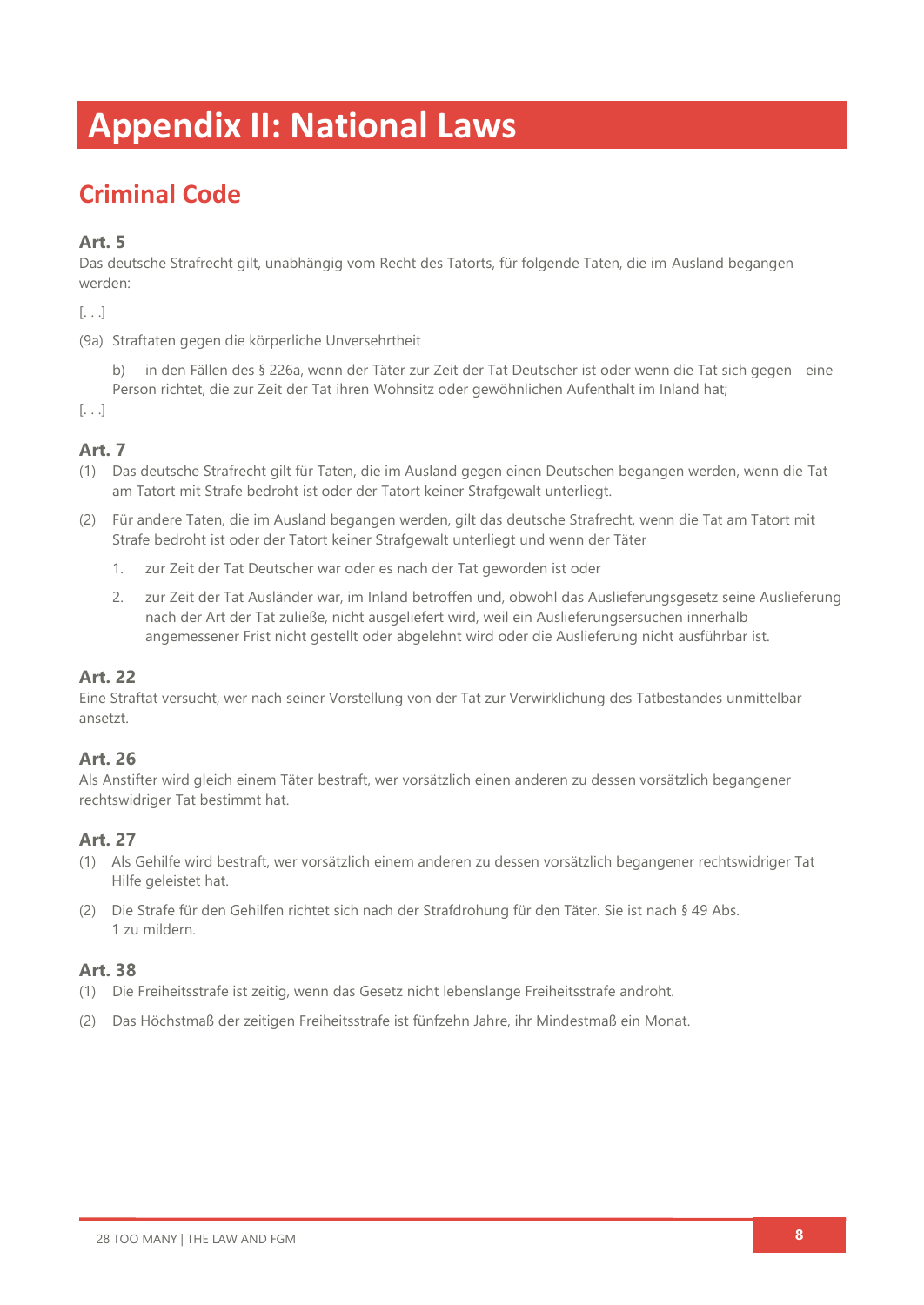# Appendix II: National Laws

## Criminal Code

### Art. 5

Das deutsche Strafrecht gilt, unabhängig vom Recht des Tatorts, für folgende Taten, die im Ausland begangen werden:

[. . .]

(9a) Straftaten gegen die körperliche Unversehrtheit

b) in den Fällen des § 226a, wenn der Täter zur Zeit der Tat Deutscher ist oder wenn die Tat sich gegen eine Person richtet, die zur Zeit der Tat ihren Wohnsitz oder gewöhnlichen Aufenthalt im Inland hat;

[. . .]

### Art. 7

(1) Das deutsche Strafrecht gilt für Taten, die im Ausland gegen einen Deutschen begangen werden, wenn die Tat am Tatort mit Strafe bedroht ist oder der Tatort keiner Strafgewalt unterliegt.

(2) Für andere Taten, die im Ausland begangen werden, gilt das deutsche Strafrecht, wenn die Tat am Tatort mit Strafe bedroht ist oder der Tatort keiner Strafgewalt unterliegt und wenn der Täter

1. zur Zeit der Tat Deutscher war oder es nach der Tat geworden ist oder
2. zur Zeit der Tat Ausländer war, im Inland betroffen und, obwohl das Auslieferungsgesetz seine Auslieferung nach der Art der Tat zuließe, nicht ausgeliefert wird, weil ein Auslieferungsersuchen innerhalb angemessener Frist nicht gestellt oder abgelehnt wird oder die Auslieferung nicht ausführbar ist.

### Art. 22

Eine Straftat versucht, wer nach seiner Vorstellung von der Tat zur Verwirklichung des Tatbestandes unmittelbar ansetzt.

### Art. 26

Als Anstifter wird gleich einem Täter bestraft, wer vorsätzlich einen anderen zu dessen vorsätzlich begangener rechtswidriger Tat bestimmt hat.

### Art. 27

(1) Als Gehilfe wird bestraft, wer vorsätzlich einem anderen zu dessen vorsätzlich begangener rechtswidriger Tat Hilfe geleistet hat.

(2) Die Strafe für den Gehilfen richtet sich nach der Strafdrohung für den Täter. Sie ist nach § 49 Abs. 1 zu mildern.

### Art. 38

(1) Die Freiheitsstrafe ist zeitig, wenn das Gesetz nicht lebenslange Freiheitsstrafe androht.

(2) Das Höchstmaß der zeitigen Freiheitsstrafe ist fünfzehn Jahre, ihr Mindestmaß ein Monat.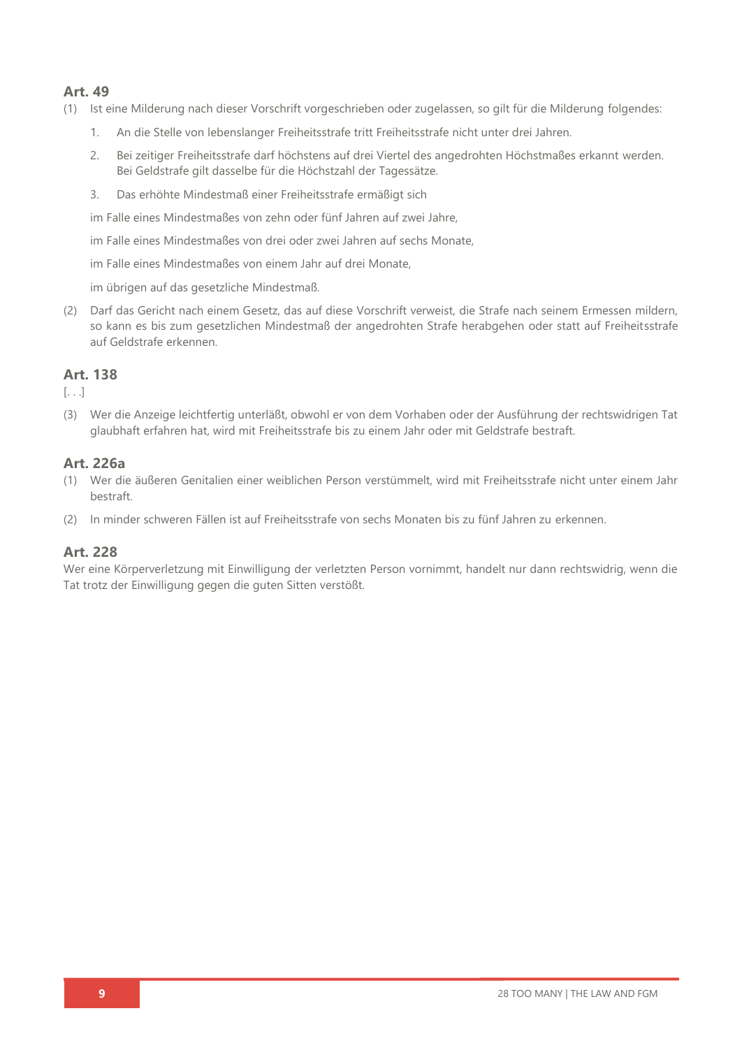### Art. 49

(1) Ist eine Milderung nach dieser Vorschrift vorgeschrieben oder zugelassen, so gilt für die Milderung folgendes:

1. An die Stelle von lebenslanger Freiheitsstrafe tritt Freiheitsstrafe nicht unter drei Jahren.
2. Bei zeitiger Freiheitsstrafe darf höchstens auf drei Viertel des angedrohten Höchstmaßes erkannt werden. Bei Geldstrafe gilt dasselbe für die Höchstzahl der Tagessätze.
3. Das erhöhte Mindestmaß einer Freiheitsstrafe ermäßigt sich

im Falle eines Mindestmaßes von zehn oder fünf Jahren auf zwei Jahre,

im Falle eines Mindestmaßes von drei oder zwei Jahren auf sechs Monate,

im Falle eines Mindestmaßes von einem Jahr auf drei Monate,

im übrigen auf das gesetzliche Mindestmaß.

(2) Darf das Gericht nach einem Gesetz, das auf diese Vorschrift verweist, die Strafe nach seinem Ermessen mildern, so kann es bis zum gesetzlichen Mindestmaß der angedrohten Strafe herabgehen oder statt auf Freiheitsstrafe auf Geldstrafe erkennen.

### Art. 138

[. . .]

(3) Wer die Anzeige leichtfertig unterläßt, obwohl er von dem Vorhaben oder der Ausführung der rechtswidrigen Tat glaubhaft erfahren hat, wird mit Freiheitsstrafe bis zu einem Jahr oder mit Geldstrafe bestraft.

### Art. 226a

(1) Wer die äußeren Genitalien einer weiblichen Person verstümmelt, wird mit Freiheitsstrafe nicht unter einem Jahr bestraft.

(2) In minder schweren Fällen ist auf Freiheitsstrafe von sechs Monaten bis zu fünf Jahren zu erkennen.

### Art. 228

Wer eine Körperverletzung mit Einwilligung der verletzten Person vornimmt, handelt nur dann rechtswidrig, wenn die Tat trotz der Einwilligung gegen die guten Sitten verstößt.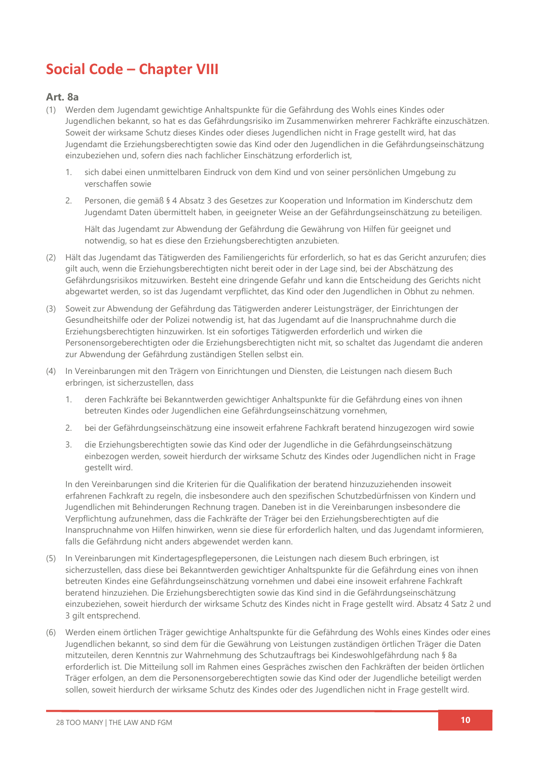# Social Code – Chapter VIII

## Art. 8a

(1) Werden dem Jugendamt gewichtige Anhaltspunkte für die Gefährdung des Wohls eines Kindes oder Jugendlichen bekannt, so hat es das Gefährdungsrisiko im Zusammenwirken mehrerer Fachkräfte einzuschätzen. Soweit der wirksame Schutz dieses Kindes oder dieses Jugendlichen nicht in Frage gestellt wird, hat das Jugendamt die Erziehungsberechtigten sowie das Kind oder den Jugendlichen in die Gefährdungseinschätzung einzubeziehen und, sofern dies nach fachlicher Einschätzung erforderlich ist,

1. sich dabei einen unmittelbaren Eindruck von dem Kind und von seiner persönlichen Umgebung zu verschaffen sowie
2. Personen, die gemäß § 4 Absatz 3 des Gesetzes zur Kooperation und Information im Kinderschutz dem Jugendamt Daten übermittelt haben, in geeigneter Weise an der Gefährdungseinschätzung zu beteiligen.

   Hält das Jugendamt zur Abwendung der Gefährdung die Gewährung von Hilfen für geeignet und notwendig, so hat es diese den Erziehungsberechtigten anzubieten.

(2) Hält das Jugendamt das Tätigwerden des Familiengerichts für erforderlich, so hat es das Gericht anzurufen; dies gilt auch, wenn die Erziehungsberechtigten nicht bereit oder in der Lage sind, bei der Abschätzung des Gefährdungsrisikos mitzuwirken. Besteht eine dringende Gefahr und kann die Entscheidung des Gerichts nicht abgewartet werden, so ist das Jugendamt verpflichtet, das Kind oder den Jugendlichen in Obhut zu nehmen.

(3) Soweit zur Abwendung der Gefährdung das Tätigwerden anderer Leistungsträger, der Einrichtungen der Gesundheitshilfe oder der Polizei notwendig ist, hat das Jugendamt auf die Inanspruchnahme durch die Erziehungsberechtigten hinzuwirken. Ist ein sofortiges Tätigwerden erforderlich und wirken die Personensorgeberechtigten oder die Erziehungsberechtigten nicht mit, so schaltet das Jugendamt die anderen zur Abwendung der Gefährdung zuständigen Stellen selbst ein.

(4) In Vereinbarungen mit den Trägern von Einrichtungen und Diensten, die Leistungen nach diesem Buch erbringen, ist sicherzustellen, dass

1. deren Fachkräfte bei Bekanntwerden gewichtiger Anhaltspunkte für die Gefährdung eines von ihnen betreuten Kindes oder Jugendlichen eine Gefährdungseinschätzung vornehmen,
2. bei der Gefährdungseinschätzung eine insoweit erfahrene Fachkraft beratend hinzugezogen wird sowie
3. die Erziehungsberechtigten sowie das Kind oder der Jugendliche in die Gefährdungseinschätzung einbezogen werden, soweit hierdurch der wirksame Schutz des Kindes oder Jugendlichen nicht in Frage gestellt wird.

In den Vereinbarungen sind die Kriterien für die Qualifikation der beratend hinzuzuziehenden insoweit erfahrenen Fachkraft zu regeln, die insbesondere auch den spezifischen Schutzbedürfnissen von Kindern und Jugendlichen mit Behinderungen Rechnung tragen. Daneben ist in die Vereinbarungen insbesondere die Verpflichtung aufzunehmen, dass die Fachkräfte der Träger bei den Erziehungsberechtigten auf die Inanspruchnahme von Hilfen hinwirken, wenn sie diese für erforderlich halten, und das Jugendamt informieren, falls die Gefährdung nicht anders abgewendet werden kann.

(5) In Vereinbarungen mit Kindertagespflegepersonen, die Leistungen nach diesem Buch erbringen, ist sicherzustellen, dass diese bei Bekanntwerden gewichtiger Anhaltspunkte für die Gefährdung eines von ihnen betreuten Kindes eine Gefährdungseinschätzung vornehmen und dabei eine insoweit erfahrene Fachkraft beratend hinzuziehen. Die Erziehungsberechtigten sowie das Kind sind in die Gefährdungseinschätzung einzubeziehen, soweit hierdurch der wirksame Schutz des Kindes nicht in Frage gestellt wird. Absatz 4 Satz 2 und 3 gilt entsprechend.

(6) Werden einem örtlichen Träger gewichtige Anhaltspunkte für die Gefährdung des Wohls eines Kindes oder eines Jugendlichen bekannt, so sind dem für die Gewährung von Leistungen zuständigen örtlichen Träger die Daten mitzuteilen, deren Kenntnis zur Wahrnehmung des Schutzauftrags bei Kindeswohlgefährdung nach § 8a erforderlich ist. Die Mitteilung soll im Rahmen eines Gespräches zwischen den Fachkräften der beiden örtlichen Träger erfolgen, an dem die Personensorgeberechtigten sowie das Kind oder der Jugendliche beteiligt werden sollen, soweit hierdurch der wirksame Schutz des Kindes oder des Jugendlichen nicht in Frage gestellt wird.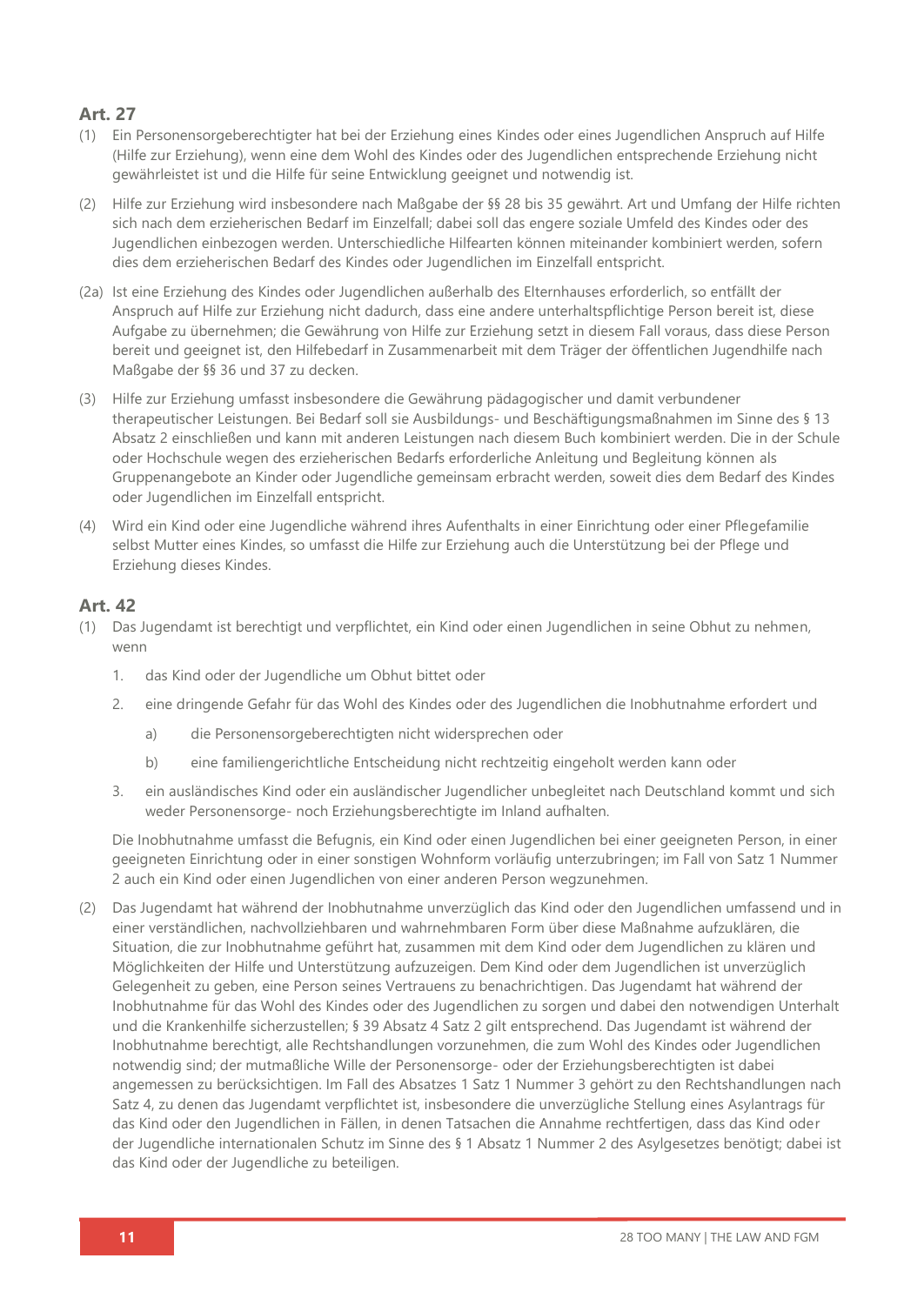## Art. 27

(1) Ein Personensorgeberechtigter hat bei der Erziehung eines Kindes oder eines Jugendlichen Anspruch auf Hilfe (Hilfe zur Erziehung), wenn eine dem Wohl des Kindes oder des Jugendlichen entsprechende Erziehung nicht gewährleistet ist und die Hilfe für seine Entwicklung geeignet und notwendig ist.

(2) Hilfe zur Erziehung wird insbesondere nach Maßgabe der §§ 28 bis 35 gewährt. Art und Umfang der Hilfe richten sich nach dem erzieherischen Bedarf im Einzelfall; dabei soll das engere soziale Umfeld des Kindes oder des Jugendlichen einbezogen werden. Unterschiedliche Hilfearten können miteinander kombiniert werden, sofern dies dem erzieherischen Bedarf des Kindes oder Jugendlichen im Einzelfall entspricht.

(2a) Ist eine Erziehung des Kindes oder Jugendlichen außerhalb des Elternhauses erforderlich, so entfällt der Anspruch auf Hilfe zur Erziehung nicht dadurch, dass eine andere unterhaltspflichtige Person bereit ist, diese Aufgabe zu übernehmen; die Gewährung von Hilfe zur Erziehung setzt in diesem Fall voraus, dass diese Person bereit und geeignet ist, den Hilfebedarf in Zusammenarbeit mit dem Träger der öffentlichen Jugendhilfe nach Maßgabe der §§ 36 und 37 zu decken.

(3) Hilfe zur Erziehung umfasst insbesondere die Gewährung pädagogischer und damit verbundener therapeutischer Leistungen. Bei Bedarf soll sie Ausbildungs- und Beschäftigungsmaßnahmen im Sinne des § 13 Absatz 2 einschließen und kann mit anderen Leistungen nach diesem Buch kombiniert werden. Die in der Schule oder Hochschule wegen des erzieherischen Bedarfs erforderliche Anleitung und Begleitung können als Gruppenangebote an Kinder oder Jugendliche gemeinsam erbracht werden, soweit dies dem Bedarf des Kindes oder Jugendlichen im Einzelfall entspricht.

(4) Wird ein Kind oder eine Jugendliche während ihres Aufenthalts in einer Einrichtung oder einer Pflegefamilie selbst Mutter eines Kindes, so umfasst die Hilfe zur Erziehung auch die Unterstützung bei der Pflege und Erziehung dieses Kindes.

## Art. 42

(1) Das Jugendamt ist berechtigt und verpflichtet, ein Kind oder einen Jugendlichen in seine Obhut zu nehmen, wenn

1. das Kind oder der Jugendliche um Obhut bittet oder
2. eine dringende Gefahr für das Wohl des Kindes oder des Jugendlichen die Inobhutnahme erfordert und
    a) die Personensorgeberechtigten nicht widersprechen oder
    b) eine familiengerichtliche Entscheidung nicht rechtzeitig eingeholt werden kann oder
3. ein ausländisches Kind oder ein ausländischer Jugendlicher unbegleitet nach Deutschland kommt und sich weder Personensorge- noch Erziehungsberechtigte im Inland aufhalten.

Die Inobhutnahme umfasst die Befugnis, ein Kind oder einen Jugendlichen bei einer geeigneten Person, in einer geeigneten Einrichtung oder in einer sonstigen Wohnform vorläufig unterzubringen; im Fall von Satz 1 Nummer 2 auch ein Kind oder einen Jugendlichen von einer anderen Person wegzunehmen.

(2) Das Jugendamt hat während der Inobhutnahme unverzüglich das Kind oder den Jugendlichen umfassend und in einer verständlichen, nachvollziehbaren und wahrnehmbaren Form über diese Maßnahme aufzuklären, die Situation, die zur Inobhutnahme geführt hat, zusammen mit dem Kind oder dem Jugendlichen zu klären und Möglichkeiten der Hilfe und Unterstützung aufzuzeigen. Dem Kind oder dem Jugendlichen ist unverzüglich Gelegenheit zu geben, eine Person seines Vertrauens zu benachrichtigen. Das Jugendamt hat während der Inobhutnahme für das Wohl des Kindes oder des Jugendlichen zu sorgen und dabei den notwendigen Unterhalt und die Krankenhilfe sicherzustellen; § 39 Absatz 4 Satz 2 gilt entsprechend. Das Jugendamt ist während der Inobhutnahme berechtigt, alle Rechtshandlungen vorzunehmen, die zum Wohl des Kindes oder Jugendlichen notwendig sind; der mutmaßliche Wille der Personensorge- oder der Erziehungsberechtigten ist dabei angemessen zu berücksichtigen. Im Fall des Absatzes 1 Satz 1 Nummer 3 gehört zu den Rechtshandlungen nach Satz 4, zu denen das Jugendamt verpflichtet ist, insbesondere die unverzügliche Stellung eines Asylantrags für das Kind oder den Jugendlichen in Fällen, in denen Tatsachen die Annahme rechtfertigen, dass das Kind oder der Jugendliche internationalen Schutz im Sinne des § 1 Absatz 1 Nummer 2 des Asylgesetzes benötigt; dabei ist das Kind oder der Jugendliche zu beteiligen.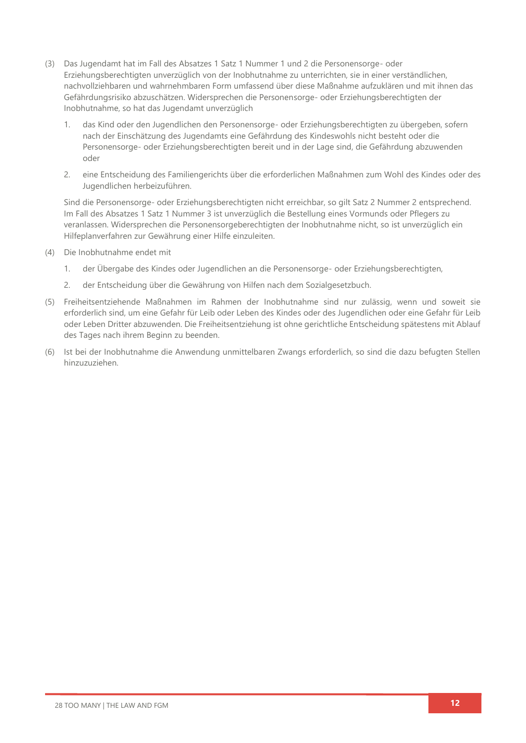(3) Das Jugendamt hat im Fall des Absatzes 1 Satz 1 Nummer 1 und 2 die Personensorge- oder Erziehungsberechtigten unverzüglich von der Inobhutnahme zu unterrichten, sie in einer verständlichen, nachvollziehbaren und wahrnehmbaren Form umfassend über diese Maßnahme aufzuklären und mit ihnen das Gefährdungsrisiko abzuschätzen. Widersprechen die Personensorge- oder Erziehungsberechtigten der Inobhutnahme, so hat das Jugendamt unverzüglich

   1. das Kind oder den Jugendlichen den Personensorge- oder Erziehungsberechtigten zu übergeben, sofern nach der Einschätzung des Jugendamts eine Gefährdung des Kindeswohls nicht besteht oder die Personensorge- oder Erziehungsberechtigten bereit und in der Lage sind, die Gefährdung abzuwenden oder

   2. eine Entscheidung des Familiengerichts über die erforderlichen Maßnahmen zum Wohl des Kindes oder des Jugendlichen herbeizuführen.

   Sind die Personensorge- oder Erziehungsberechtigten nicht erreichbar, so gilt Satz 2 Nummer 2 entsprechend. Im Fall des Absatzes 1 Satz 1 Nummer 3 ist unverzüglich die Bestellung eines Vormunds oder Pflegers zu veranlassen. Widersprechen die Personensorgeberechtigten der Inobhutnahme nicht, so ist unverzüglich ein Hilfeplanverfahren zur Gewährung einer Hilfe einzuleiten.

(4) Die Inobhutnahme endet mit

   1. der Übergabe des Kindes oder Jugendlichen an die Personensorge- oder Erziehungsberechtigten,

   2. der Entscheidung über die Gewährung von Hilfen nach dem Sozialgesetzbuch.

(5) Freiheitsentziehende Maßnahmen im Rahmen der Inobhutnahme sind nur zulässig, wenn und soweit sie erforderlich sind, um eine Gefahr für Leib oder Leben des Kindes oder des Jugendlichen oder eine Gefahr für Leib oder Leben Dritter abzuwenden. Die Freiheitsentziehung ist ohne gerichtliche Entscheidung spätestens mit Ablauf des Tages nach ihrem Beginn zu beenden.

(6) Ist bei der Inobhutnahme die Anwendung unmittelbaren Zwangs erforderlich, so sind die dazu befugten Stellen hinzuzuziehen.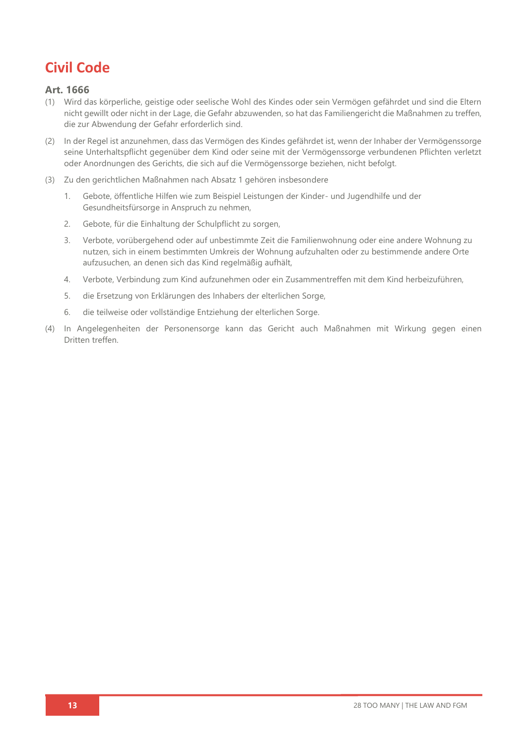# Civil Code

### Art. 1666

(1) Wird das körperliche, geistige oder seelische Wohl des Kindes oder sein Vermögen gefährdet und sind die Eltern nicht gewillt oder nicht in der Lage, die Gefahr abzuwenden, so hat das Familiengericht die Maßnahmen zu treffen, die zur Abwendung der Gefahr erforderlich sind.

(2) In der Regel ist anzunehmen, dass das Vermögen des Kindes gefährdet ist, wenn der Inhaber der Vermögenssorge seine Unterhaltspflicht gegenüber dem Kind oder seine mit der Vermögenssorge verbundenen Pflichten verletzt oder Anordnungen des Gerichts, die sich auf die Vermögenssorge beziehen, nicht befolgt.

(3) Zu den gerichtlichen Maßnahmen nach Absatz 1 gehören insbesondere

1. Gebote, öffentliche Hilfen wie zum Beispiel Leistungen der Kinder- und Jugendhilfe und der Gesundheitsfürsorge in Anspruch zu nehmen,
2. Gebote, für die Einhaltung der Schulpflicht zu sorgen,
3. Verbote, vorübergehend oder auf unbestimmte Zeit die Familienwohnung oder eine andere Wohnung zu nutzen, sich in einem bestimmten Umkreis der Wohnung aufzuhalten oder zu bestimmende andere Orte aufzusuchen, an denen sich das Kind regelmäßig aufhält,
4. Verbote, Verbindung zum Kind aufzunehmen oder ein Zusammentreffen mit dem Kind herbeizuführen,
5. die Ersetzung von Erklärungen des Inhabers der elterlichen Sorge,
6. die teilweise oder vollständige Entziehung der elterlichen Sorge.

(4) In Angelegenheiten der Personensorge kann das Gericht auch Maßnahmen mit Wirkung gegen einen Dritten treffen.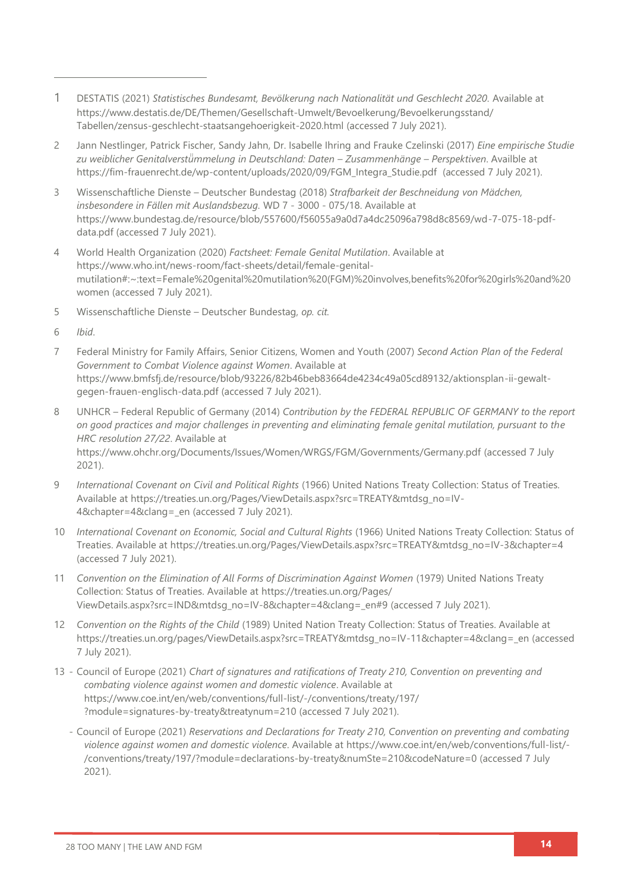1 DESTATIS (2021) *Statistisches Bundesamt, Bevölkerung nach Nationalität und Geschlecht 2020*. Available at https://www.destatis.de/DE/Themen/Gesellschaft-Umwelt/Bevoelkerung/Bevoelkerungsstand/Tabellen/zensus-geschlecht-staatsangehoerigkeit-2020.html (accessed 7 July 2021).

2 Jann Nestlinger, Patrick Fischer, Sandy Jahn, Dr. Isabelle Ihring and Frauke Czelinski (2017) *Eine empirische Studie zu weiblicher Genitalverstümmelung in Deutschland: Daten – Zusammenhänge – Perspektiven*. Availble at https://fim-frauenrecht.de/wp-content/uploads/2020/09/FGM_Integra_Studie.pdf (accessed 7 July 2021).

3 Wissenschaftliche Dienste – Deutscher Bundestag (2018) *Strafbarkeit der Beschneidung von Mädchen, insbesondere in Fällen mit Auslandsbezug.* WD 7 - 3000 - 075/18. Available at https://www.bundestag.de/resource/blob/557600/f56055a9a0d7a4dc25096a798d8c8569/wd-7-075-18-pdf-data.pdf (accessed 7 July 2021).

4 World Health Organization (2020) *Factsheet: Female Genital Mutilation*. Available at https://www.who.int/news-room/fact-sheets/detail/female-genital-mutilation#:~:text=Female%20genital%20mutilation%20(FGM)%20involves,benefits%20for%20girls%20and%20women (accessed 7 July 2021).

5 Wissenschaftliche Dienste – Deutscher Bundestag, *op. cit.*

6 *Ibid*.

7 Federal Ministry for Family Affairs, Senior Citizens, Women and Youth (2007) *Second Action Plan of the Federal Government to Combat Violence against Women*. Available at https://www.bmfsfj.de/resource/blob/93226/82b46beb83664de4234c49a05cd89132/aktionsplan-ii-gewalt-gegen-frauen-englisch-data.pdf (accessed 7 July 2021).

8 UNHCR – Federal Republic of Germany (2014) *Contribution by the FEDERAL REPUBLIC OF GERMANY to the report on good practices and major challenges in preventing and eliminating female genital mutilation, pursuant to the HRC resolution 27/22*. Available at https://www.ohchr.org/Documents/Issues/Women/WRGS/FGM/Governments/Germany.pdf (accessed 7 July 2021).

9 *International Covenant on Civil and Political Rights* (1966) United Nations Treaty Collection: Status of Treaties. Available at https://treaties.un.org/Pages/ViewDetails.aspx?src=TREATY&mtdsg_no=IV-4&chapter=4&clang=_en (accessed 7 July 2021).

10 *International Covenant on Economic, Social and Cultural Rights* (1966) United Nations Treaty Collection: Status of Treaties. Available at https://treaties.un.org/Pages/ViewDetails.aspx?src=TREATY&mtdsg_no=IV-3&chapter=4 (accessed 7 July 2021).

11 *Convention on the Elimination of All Forms of Discrimination Against Women* (1979) United Nations Treaty Collection: Status of Treaties. Available at https://treaties.un.org/Pages/ViewDetails.aspx?src=IND&mtdsg_no=IV-8&chapter=4&clang=_en#9 (accessed 7 July 2021).

12 *Convention on the Rights of the Child* (1989) United Nation Treaty Collection: Status of Treaties. Available at https://treaties.un.org/pages/ViewDetails.aspx?src=TREATY&mtdsg_no=IV-11&chapter=4&clang=_en (accessed 7 July 2021).

13
- Council of Europe (2021) *Chart of signatures and ratifications of Treaty 210, Convention on preventing and combating violence against women and domestic violence*. Available at https://www.coe.int/en/web/conventions/full-list/-/conventions/treaty/197/?module=signatures-by-treaty&treatynum=210 (accessed 7 July 2021).
- Council of Europe (2021) *Reservations and Declarations for Treaty 210, Convention on preventing and combating violence against women and domestic violence*. Available at https://www.coe.int/en/web/conventions/full-list/-/conventions/treaty/197/?module=declarations-by-treaty&numSte=210&codeNature=0 (accessed 7 July 2021).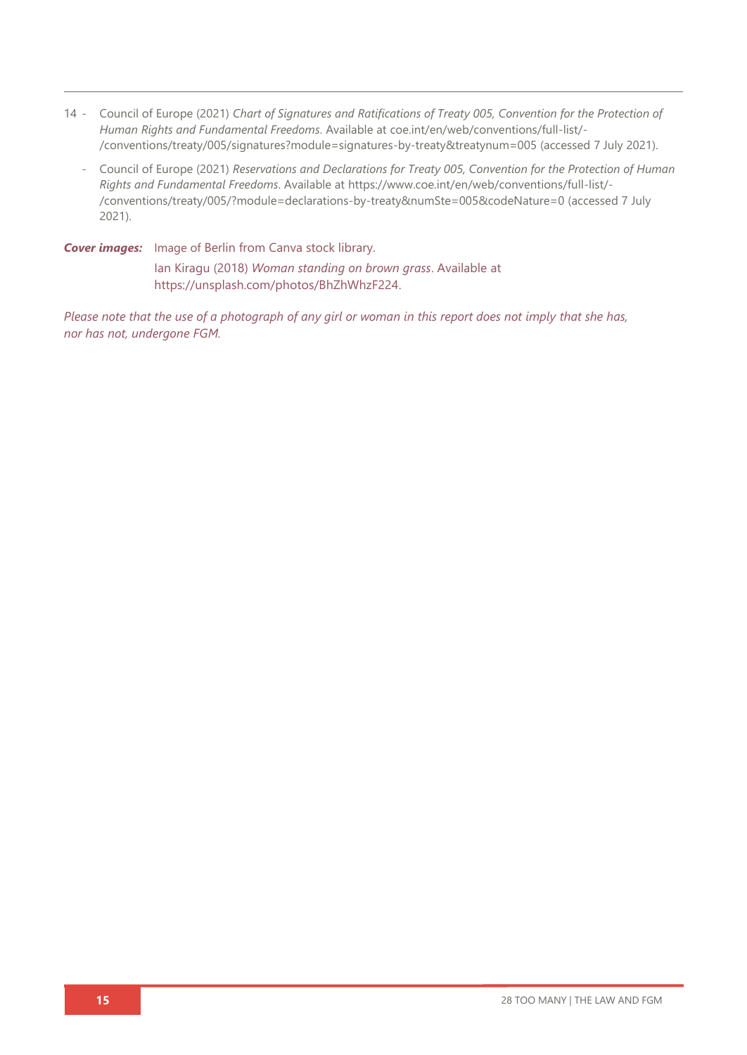14 - Council of Europe (2021) *Chart of Signatures and Ratifications of Treaty 005, Convention for the Protection of Human Rights and Fundamental Freedoms*. Available at coe.int/en/web/conventions/full-list/-/conventions/treaty/005/signatures?module=signatures-by-treaty&treatynum=005 (accessed 7 July 2021).

- Council of Europe (2021) *Reservations and Declarations for Treaty 005, Convention for the Protection of Human Rights and Fundamental Freedoms*. Available at https://www.coe.int/en/web/conventions/full-list/-/conventions/treaty/005/?module=declarations-by-treaty&numSte=005&codeNature=0 (accessed 7 July 2021).

***Cover images:*** Image of Berlin from Canva stock library.

Ian Kiragu (2018) *Woman standing on brown grass*. Available at https://unsplash.com/photos/BhZhWhzF224.

*Please note that the use of a photograph of any girl or woman in this report does not imply that she has, nor has not, undergone FGM.*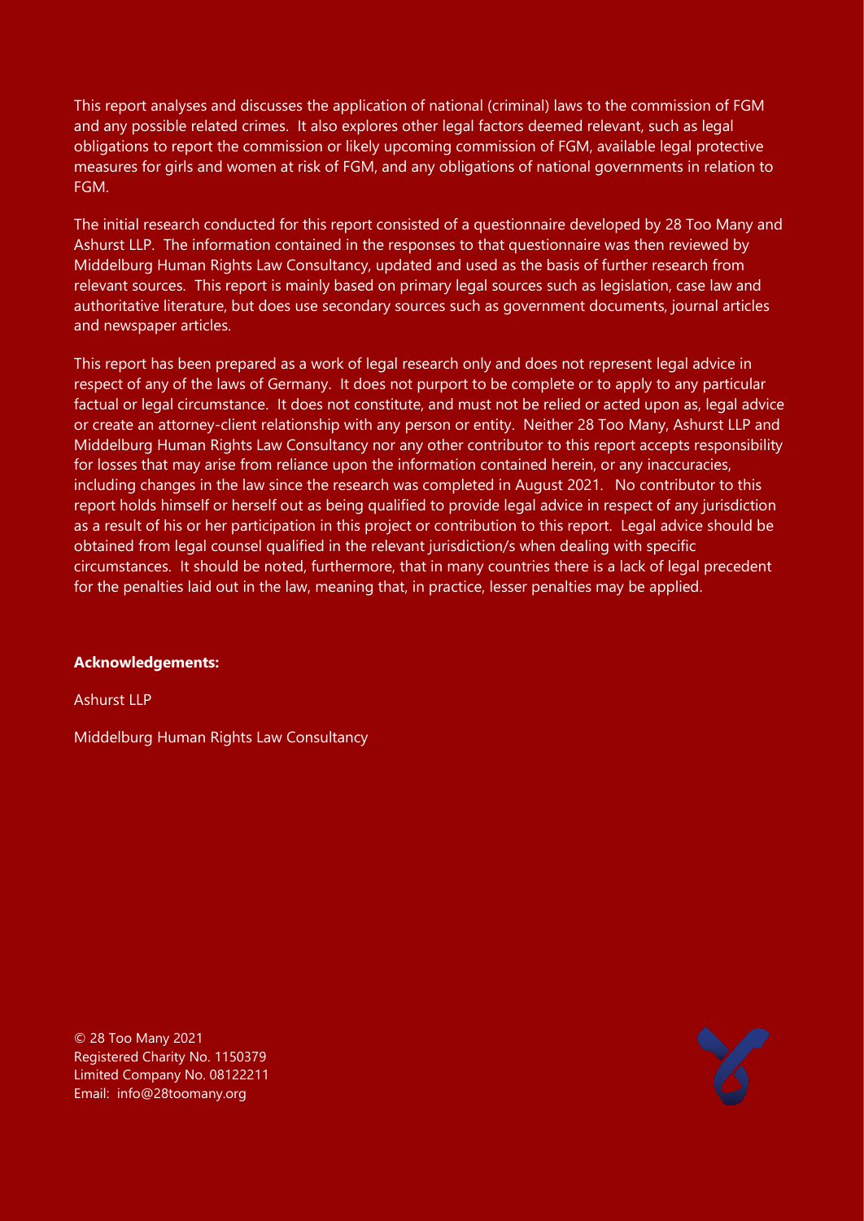This report analyses and discusses the application of national (criminal) laws to the commission of FGM and any possible related crimes. It also explores other legal factors deemed relevant, such as legal obligations to report the commission or likely upcoming commission of FGM, available legal protective measures for girls and women at risk of FGM, and any obligations of national governments in relation to FGM.

The initial research conducted for this report consisted of a questionnaire developed by 28 Too Many and Ashurst LLP. The information contained in the responses to that questionnaire was then reviewed by Middelburg Human Rights Law Consultancy, updated and used as the basis of further research from relevant sources. This report is mainly based on primary legal sources such as legislation, case law and authoritative literature, but does use secondary sources such as government documents, journal articles and newspaper articles.

This report has been prepared as a work of legal research only and does not represent legal advice in respect of any of the laws of Germany. It does not purport to be complete or to apply to any particular factual or legal circumstance. It does not constitute, and must not be relied or acted upon as, legal advice or create an attorney-client relationship with any person or entity. Neither 28 Too Many, Ashurst LLP and Middelburg Human Rights Law Consultancy nor any other contributor to this report accepts responsibility for losses that may arise from reliance upon the information contained herein, or any inaccuracies, including changes in the law since the research was completed in August 2021. No contributor to this report holds himself or herself out as being qualified to provide legal advice in respect of any jurisdiction as a result of his or her participation in this project or contribution to this report. Legal advice should be obtained from legal counsel qualified in the relevant jurisdiction/s when dealing with specific circumstances. It should be noted, furthermore, that in many countries there is a lack of legal precedent for the penalties laid out in the law, meaning that, in practice, lesser penalties may be applied.

**Acknowledgements:**

Ashurst LLP

Middelburg Human Rights Law Consultancy

© 28 Too Many 2021
Registered Charity No. 1150379
Limited Company No. 08122211
Email: info@28toomany.org